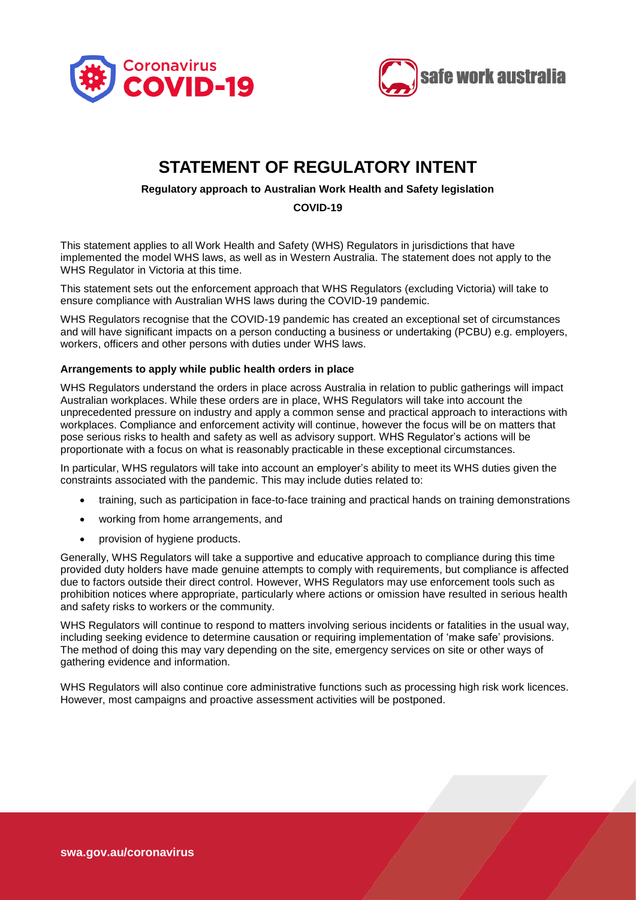# STATEMENT OF REGULATORY INTENT

**Regulatory approach to Australian Work Health and Safety legislation**

**COVID-19**

This statement applies to all Work Health and Safety (WHS) Regulators in jurisdictions that have implemented the model WHS laws, as well as in Western Australia. The statement does not apply to the WHS Regulator in Victoria at this time.

This statement sets out the enforcement approach that WHS Regulators (excluding Victoria) will take to ensure compliance with Australian WHS laws during the COVID-19 pandemic.

WHS Regulators recognise that the COVID-19 pandemic has created an exceptional set of circumstances and will have significant impacts on a person conducting a business or undertaking (PCBU) e.g. employers, workers, officers and other persons with duties under WHS laws.

**Arrangements to apply while public health orders in place**

WHS Regulators understand the orders in place across Australia in relation to public gatherings will impact Australian workplaces. While these orders are in place, WHS Regulators will take into account the unprecedented pressure on industry and apply a common sense and practical approach to interactions with workplaces. Compliance and enforcement activity will continue, however the focus will be on matters that pose serious risks to health and safety as well as advisory support. WHS Regulator's actions will be proportionate with a focus on what is reasonably practicable in these exceptional circumstances.

In particular, WHS regulators will take into account an employer's ability to meet its WHS duties given the constraints associated with the pandemic. This may include duties related to:

- training, such as participation in face-to-face training and practical hands on training demonstrations
- working from home arrangements, and
- provision of hygiene products.

Generally, WHS Regulators will take a supportive and educative approach to compliance during this time provided duty holders have made genuine attempts to comply with requirements, but compliance is affected due to factors outside their direct control. However, WHS Regulators may use enforcement tools such as prohibition notices where appropriate, particularly where actions or omission have resulted in serious health and safety risks to workers or the community.

WHS Regulators will continue to respond to matters involving serious incidents or fatalities in the usual way, including seeking evidence to determine causation or requiring implementation of 'make safe' provisions. The method of doing this may vary depending on the site, emergency services on site or other ways of gathering evidence and information.

WHS Regulators will also continue core administrative functions such as processing high risk work licences. However, most campaigns and proactive assessment activities will be postponed.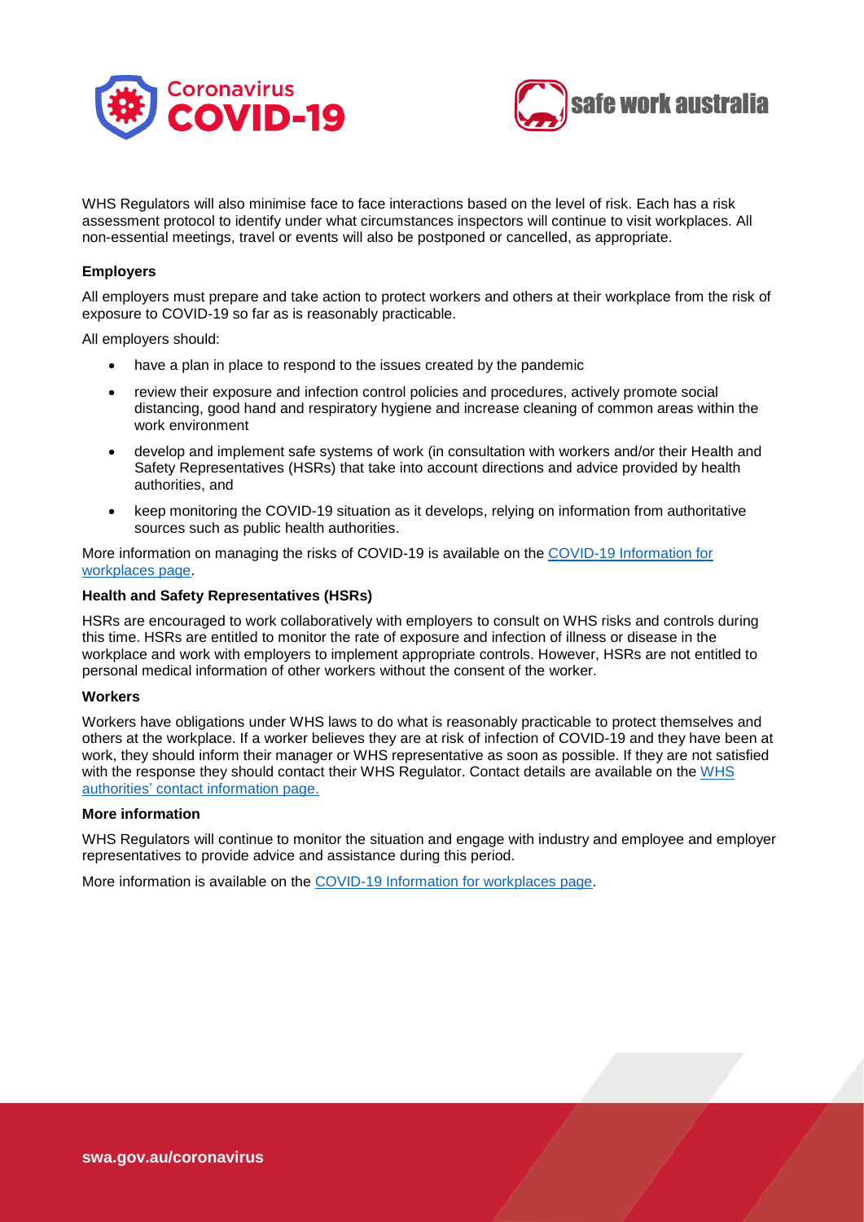WHS Regulators will also minimise face to face interactions based on the level of risk. Each has a risk assessment protocol to identify under what circumstances inspectors will continue to visit workplaces. All non-essential meetings, travel or events will also be postponed or cancelled, as appropriate.

### Employers

All employers must prepare and take action to protect workers and others at their workplace from the risk of exposure to COVID-19 so far as is reasonably practicable.

All employers should:

- have a plan in place to respond to the issues created by the pandemic
- review their exposure and infection control policies and procedures, actively promote social distancing, good hand and respiratory hygiene and increase cleaning of common areas within the work environment
- develop and implement safe systems of work (in consultation with workers and/or their Health and Safety Representatives (HSRs) that take into account directions and advice provided by health authorities, and
- keep monitoring the COVID-19 situation as it develops, relying on information from authoritative sources such as public health authorities.

More information on managing the risks of COVID-19 is available on the [COVID-19 Information for workplaces page](#).

### Health and Safety Representatives (HSRs)

HSRs are encouraged to work collaboratively with employers to consult on WHS risks and controls during this time. HSRs are entitled to monitor the rate of exposure and infection of illness or disease in the workplace and work with employers to implement appropriate controls. However, HSRs are not entitled to personal medical information of other workers without the consent of the worker.

### Workers

Workers have obligations under WHS laws to do what is reasonably practicable to protect themselves and others at the workplace. If a worker believes they are at risk of infection of COVID-19 and they have been at work, they should inform their manager or WHS representative as soon as possible. If they are not satisfied with the response they should contact their WHS Regulator. Contact details are available on the [WHS authorities' contact information page.](#)

### More information

WHS Regulators will continue to monitor the situation and engage with industry and employee and employer representatives to provide advice and assistance during this period.

More information is available on the [COVID-19 Information for workplaces page](#).